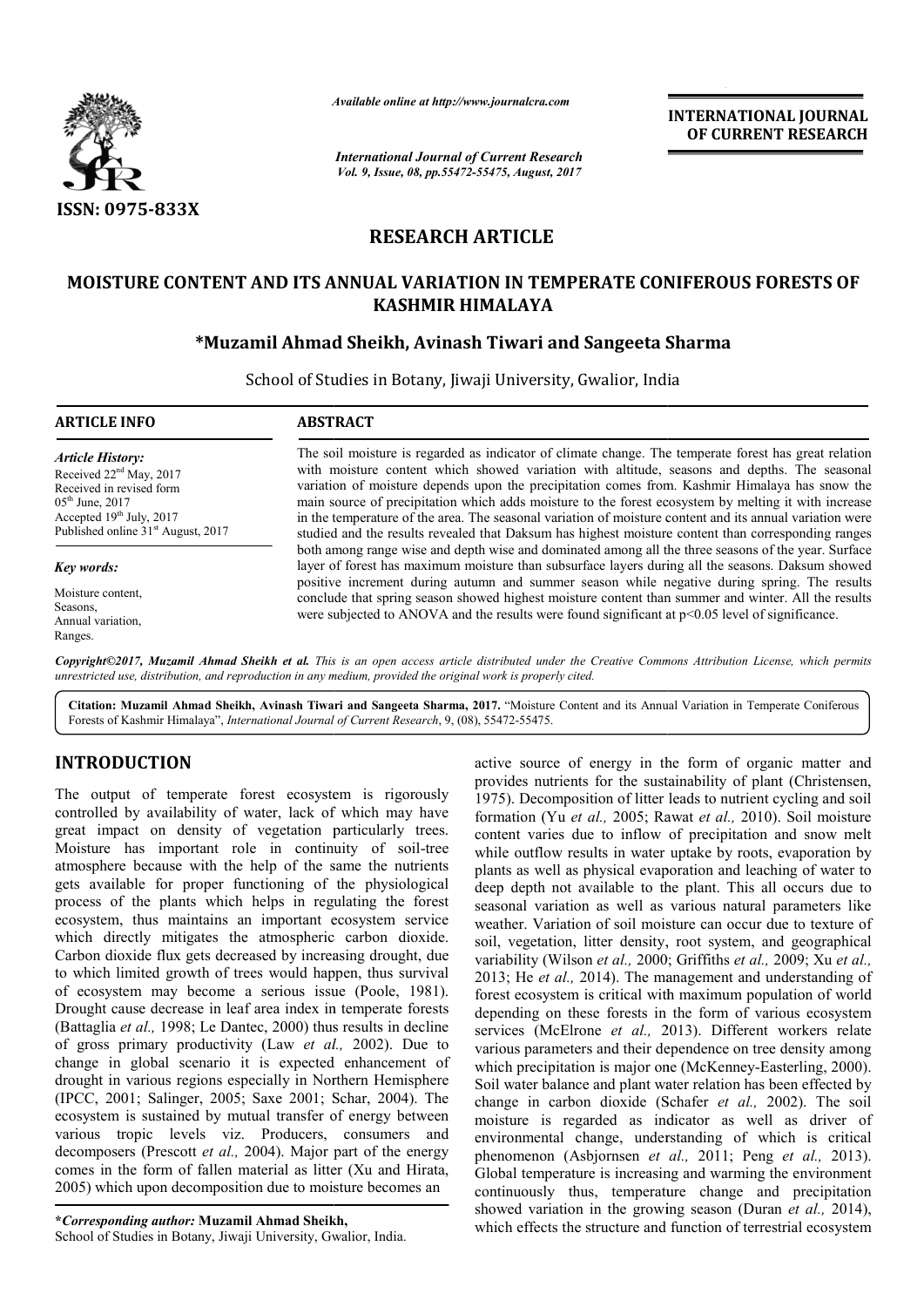ISSN: 0975-833X

*Available online at http://www.journalcra.com*

*International Journal of Current Research*
*Vol. 9, Issue, 08, pp.55472-55475, August, 2017*

**INTERNATIONAL JOURNAL OF CURRENT RESEARCH**

# RESEARCH ARTICLE

# MOISTURE CONTENT AND ITS ANNUAL VARIATION IN TEMPERATE CONIFEROUS FORESTS OF KASHMIR HIMALAYA

### *Muzamil Ahmad Sheikh, Avinash Tiwari and Sangeeta Sharma

School of Studies in Botany, Jiwaji University, Gwalior, India

**ARTICLE INFO**

*Article History:*
Received 22nd May, 2017
Received in revised form
05th June, 2017
Accepted 19th July, 2017
Published online 31st August, 2017

*Key words:*
Moisture content,
Seasons,
Annual variation,
Ranges.

**ABSTRACT**

The soil moisture is regarded as indicator of climate change. The temperate forest has great relation with moisture content which showed variation with altitude, seasons and depths. The seasonal variation of moisture depends upon the precipitation comes from. Kashmir Himalaya has snow the main source of precipitation which adds moisture to the forest ecosystem by melting it with increase in the temperature of the area. The seasonal variation of moisture content and its annual variation were studied and the results revealed that Daksum has highest moisture content than corresponding ranges both among range wise and depth wise and dominated among all the three seasons of the year. Surface layer of forest has maximum moisture than subsurface layers during all the seasons. Daksum showed positive increment during autumn and summer season while negative during spring. The results conclude that spring season showed highest moisture content than summer and winter. All the results were subjected to ANOVA and the results were found significant at $p<0.05$ level of significance.

*Copyright©2017, Muzamil Ahmad Sheikh et al. This is an open access article distributed under the Creative Commons Attribution License, which permits unrestricted use, distribution, and reproduction in any medium, provided the original work is properly cited.*

**Citation: Muzamil Ahmad Sheikh, Avinash Tiwari and Sangeeta Sharma, 2017.** "Moisture Content and its Annual Variation in Temperate Coniferous Forests of Kashmir Himalaya", *International Journal of Current Research*, 9, (08), 55472-55475.

## INTRODUCTION

The output of temperate forest ecosystem is rigorously controlled by availability of water, lack of which may have great impact on density of vegetation particularly trees. Moisture has important role in continuity of soil-tree atmosphere because with the help of the same the nutrients gets available for proper functioning of the physiological process of the plants which helps in regulating the forest ecosystem, thus maintains an important ecosystem service which directly mitigates the atmospheric carbon dioxide. Carbon dioxide flux gets decreased by increasing drought, due to which limited growth of trees would happen, thus survival of ecosystem may become a serious issue (Poole, 1981). Drought cause decrease in leaf area index in temperate forests (Battaglia *et al.,* 1998; Le Dantec, 2000) thus results in decline of gross primary productivity (Law *et al.,* 2002). Due to change in global scenario it is expected enhancement of drought in various regions especially in Northern Hemisphere (IPCC, 2001; Salinger, 2005; Saxe 2001; Schar, 2004). The ecosystem is sustained by mutual transfer of energy between various tropic levels viz. Producers, consumers and decomposers (Prescott *et al.,* 2004). Major part of the energy comes in the form of fallen material as litter (Xu and Hirata, 2005) which upon decomposition due to moisture becomes an active source of energy in the form of organic matter and provides nutrients for the sustainability of plant (Christensen, 1975). Decomposition of litter leads to nutrient cycling and soil formation (Yu *et al.,* 2005; Rawat *et al.,* 2010). Soil moisture content varies due to inflow of precipitation and snow melt while outflow results in water uptake by roots, evaporation by plants as well as physical evaporation and leaching of water to deep depth not available to the plant. This all occurs due to seasonal variation as well as various natural parameters like weather. Variation of soil moisture can occur due to texture of soil, vegetation, litter density, root system, and geographical variability (Wilson *et al.,* 2000; Griffiths *et al.,* 2009; Xu *et al.,* 2013; He *et al.,* 2014). The management and understanding of forest ecosystem is critical with maximum population of world depending on these forests in the form of various ecosystem services (McElrone *et al.,* 2013). Different workers relate various parameters and their dependence on tree density among which precipitation is major one (McKenney-Easterling, 2000). Soil water balance and plant water relation has been effected by change in carbon dioxide (Schafer *et al.,* 2002). The soil moisture is regarded as indicator as well as driver of environmental change, understanding of which is critical phenomenon (Asbjornsen *et al.,* 2011; Peng *et al.,* 2013). Global temperature is increasing and warming the environment continuously thus, temperature change and precipitation showed variation in the growing season (Duran *et al.,* 2014), which effects the structure and function of terrestrial ecosystem

***Corresponding author:** **Muzamil Ahmad Sheikh,**
School of Studies in Botany, Jiwaji University, Gwalior, India.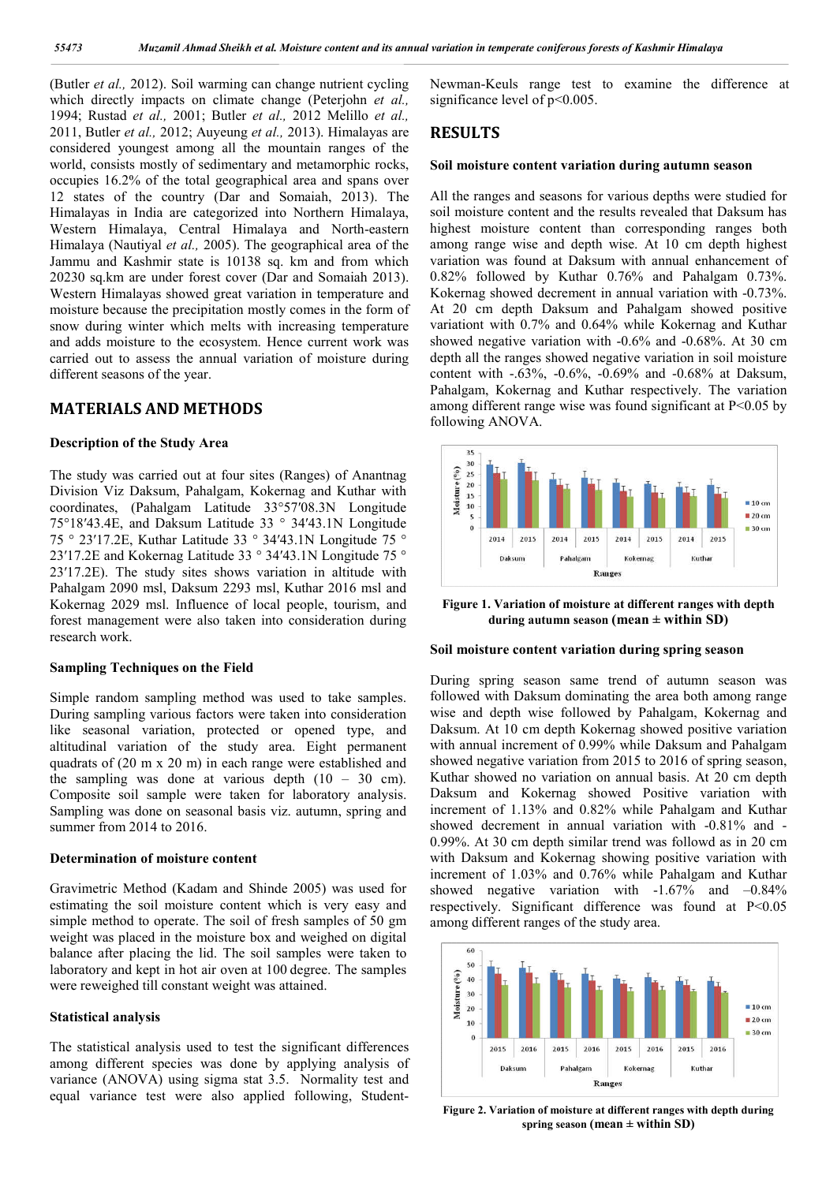(Butler *et al.,* 2012). Soil warming can change nutrient cycling which directly impacts on climate change (Peterjohn *et al.,* 1994; Rustad *et al.,* 2001; Butler *et al.,* 2012 Melillo *et al.,* 2011, Butler *et al.,* 2012; Auyeung *et al.,* 2013). Himalayas are considered youngest among all the mountain ranges of the world, consists mostly of sedimentary and metamorphic rocks, occupies 16.2% of the total geographical area and spans over 12 states of the country (Dar and Somaiah, 2013). The Himalayas in India are categorized into Northern Himalaya, Western Himalaya, Central Himalaya and North-eastern Himalaya (Nautiyal *et al.,* 2005). The geographical area of the Jammu and Kashmir state is 10138 sq. km and from which 20230 sq.km are under forest cover (Dar and Somaiah 2013). Western Himalayas showed great variation in temperature and moisture because the precipitation mostly comes in the form of snow during winter which melts with increasing temperature and adds moisture to the ecosystem. Hence current work was carried out to assess the annual variation of moisture during different seasons of the year.

## MATERIALS AND METHODS

### Description of the Study Area

The study was carried out at four sites (Ranges) of Anantnag Division Viz Daksum, Pahalgam, Kokernag and Kuthar with coordinates, (Pahalgam Latitude 33°57′08.3N Longitude 75°18′43.4E, and Daksum Latitude 33 ° 34′43.1N Longitude 75 ° 23′17.2E, Kuthar Latitude 33 ° 34′43.1N Longitude 75 ° 23′17.2E and Kokernag Latitude 33 ° 34′43.1N Longitude 75 ° 23′17.2E). The study sites shows variation in altitude with Pahalgam 2090 msl, Daksum 2293 msl, Kuthar 2016 msl and Kokernag 2029 msl. Influence of local people, tourism, and forest management were also taken into consideration during research work.

### Sampling Techniques on the Field

Simple random sampling method was used to take samples. During sampling various factors were taken into consideration like seasonal variation, protected or opened type, and altitudinal variation of the study area. Eight permanent quadrats of (20 m x 20 m) in each range were established and the sampling was done at various depth (10 – 30 cm). Composite soil sample were taken for laboratory analysis. Sampling was done on seasonal basis viz. autumn, spring and summer from 2014 to 2016.

### Determination of moisture content

Gravimetric Method (Kadam and Shinde 2005) was used for estimating the soil moisture content which is very easy and simple method to operate. The soil of fresh samples of 50 gm weight was placed in the moisture box and weighed on digital balance after placing the lid. The soil samples were taken to laboratory and kept in hot air oven at 100 degree. The samples were reweighed till constant weight was attained.

### Statistical analysis

The statistical analysis used to test the significant differences among different species was done by applying analysis of variance (ANOVA) using sigma stat 3.5. Normality test and equal variance test were also applied following, Student-Newman-Keuls range test to examine the difference at significance level of $p<0.005$.

## RESULTS

### Soil moisture content variation during autumn season

All the ranges and seasons for various depths were studied for soil moisture content and the results revealed that Daksum has highest moisture content than corresponding ranges both among range wise and depth wise. At 10 cm depth highest variation was found at Daksum with annual enhancement of 0.82% followed by Kuthar 0.76% and Pahalgam 0.73%. Kokernag showed decrement in annual variation with -0.73%. At 20 cm depth Daksum and Pahalgam showed positive variationt with 0.7% and 0.64% while Kokernag and Kuthar showed negative variation with -0.6% and -0.68%. At 30 cm depth all the ranges showed negative variation in soil moisture content with -.63%, -0.6%, -0.69% and -0.68% at Daksum, Pahalgam, Kokernag and Kuthar respectively. The variation among different range wise was found significant at $P<0.05$ by following ANOVA.

**Figure 1. Variation of moisture at different ranges with depth during autumn season (mean ± within SD)**

### Soil moisture content variation during spring season

During spring season same trend of autumn season was followed with Daksum dominating the area both among range wise and depth wise followed by Pahalgam, Kokernag and Daksum. At 10 cm depth Kokernag showed positive variation with annual increment of 0.99% while Daksum and Pahalgam showed negative variation from 2015 to 2016 of spring season, Kuthar showed no variation on annual basis. At 20 cm depth Daksum and Kokernag showed Positive variation with increment of 1.13% and 0.82% while Pahalgam and Kuthar showed decrement in annual variation with -0.81% and -0.99%. At 30 cm depth similar trend was followd as in 20 cm with Daksum and Kokernag showing positive variation with increment of 1.03% and 0.76% while Pahalgam and Kuthar showed negative variation with -1.67% and –0.84% respectively. Significant difference was found at $P<0.05$ among different ranges of the study area.

**Figure 2. Variation of moisture at different ranges with depth during spring season (mean ± within SD)**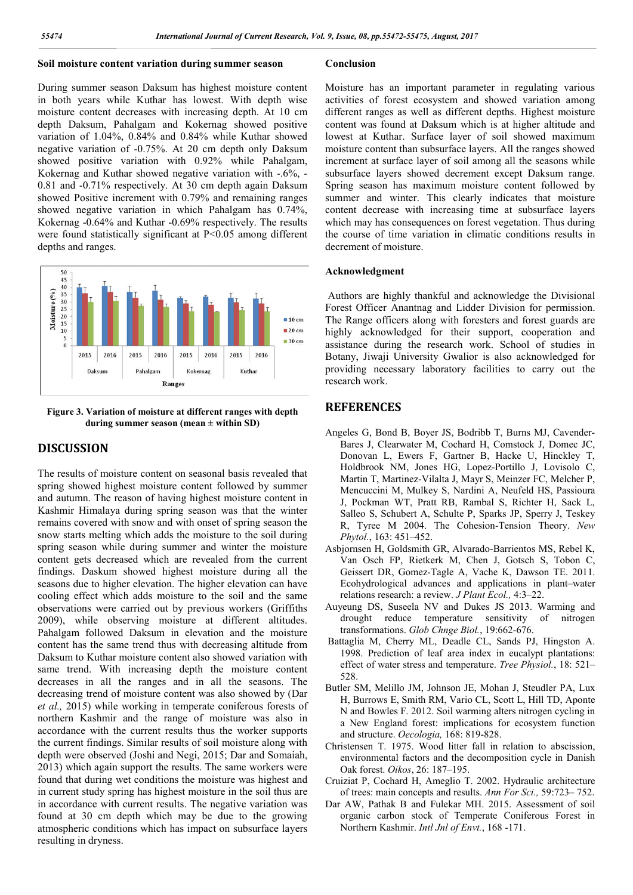## Soil moisture content variation during summer season

During summer season Daksum has highest moisture content in both years while Kuthar has lowest. With depth wise moisture content decreases with increasing depth. At 10 cm depth Daksum, Pahalgam and Kokernag showed positive variation of 1.04%, 0.84% and 0.84% while Kuthar showed negative variation of -0.75%. At 20 cm depth only Daksum showed positive variation with 0.92% while Pahalgam, Kokernag and Kuthar showed negative variation with -.6%, -0.81 and -0.71% respectively. At 30 cm depth again Daksum showed Positive increment with 0.79% and remaining ranges showed negative variation in which Pahalgam has 0.74%, Kokernag -0.64% and Kuthar -0.69% respectively. The results were found statistically significant at P<0.05 among different depths and ranges.

**Figure 3. Variation of moisture at different ranges with depth during summer season (mean ± within SD)**

## DISCUSSION

The results of moisture content on seasonal basis revealed that spring showed highest moisture content followed by summer and autumn. The reason of having highest moisture content in Kashmir Himalaya during spring season was that the winter remains covered with snow and with onset of spring season the snow starts melting which adds the moisture to the soil during spring season while during summer and winter the moisture content gets decreased which are revealed from the current findings. Daskum showed highest moisture during all the seasons due to higher elevation. The higher elevation can have cooling effect which adds moisture to the soil and the same observations were carried out by previous workers (Griffiths 2009), while observing moisture at different altitudes. Pahalgam followed Daksum in elevation and the moisture content has the same trend thus with decreasing altitude from Daksum to Kuthar moisture content also showed variation with same trend. With increasing depth the moisture content decreases in all the ranges and in all the seasons. The decreasing trend of moisture content was also showed by (Dar *et al.,* 2015) while working in temperate coniferous forests of northern Kashmir and the range of moisture was also in accordance with the current results thus the worker supports the current findings. Similar results of soil moisture along with depth were observed (Joshi and Negi, 2015; Dar and Somaiah, 2013) which again support the results. The same workers were found that during wet conditions the moisture was highest and in current study spring has highest moisture in the soil thus are in accordance with current results. The negative variation was found at 30 cm depth which may be due to the growing atmospheric conditions which has impact on subsurface layers resulting in dryness.

## Conclusion

Moisture has an important parameter in regulating various activities of forest ecosystem and showed variation among different ranges as well as different depths. Highest moisture content was found at Daksum which is at higher altitude and lowest at Kuthar. Surface layer of soil showed maximum moisture content than subsurface layers. All the ranges showed increment at surface layer of soil among all the seasons while subsurface layers showed decrement except Daksum range. Spring season has maximum moisture content followed by summer and winter. This clearly indicates that moisture content decrease with increasing time at subsurface layers which may has consequences on forest vegetation. Thus during the course of time variation in climatic conditions results in decrement of moisture.

## Acknowledgment

Authors are highly thankful and acknowledge the Divisional Forest Officer Anantnag and Lidder Division for permission. The Range officers along with foresters and forest guards are highly acknowledged for their support, cooperation and assistance during the research work. School of studies in Botany, Jiwaji University Gwalior is also acknowledged for providing necessary laboratory facilities to carry out the research work.

## REFERENCES

Angeles G, Bond B, Boyer JS, Bodribb T, Burns MJ, Cavender-Bares J, Clearwater M, Cochard H, Comstock J, Domec JC, Donovan L, Ewers F, Gartner B, Hacke U, Hinckley T, Holdbrook NM, Jones HG, Lopez-Portillo J, Lovisolo C, Martin T, Martinez-Vilalta J, Mayr S, Meinzer FC, Melcher P, Mencuccini M, Mulkey S, Nardini A, Neufeld HS, Passioura J, Pockman WT, Pratt RB, Rambal S, Richter H, Sack L, Salleo S, Schubert A, Schulte P, Sparks JP, Sperry J, Teskey R, Tyree M 2004. The Cohesion-Tension Theory. *New Phytol.*, 163: 451–452.

Asbjornsen H, Goldsmith GR, Alvarado-Barrientos MS, Rebel K, Van Osch FP, Rietkerk M, Chen J, Gotsch S, Tobon C, Geissert DR, Gomez-Tagle A, Vache K, Dawson TE. 2011. Ecohydrological advances and applications in plant–water relations research: a review. *J Plant Ecol.,* 4:3–22.

Auyeung DS, Suseela NV and Dukes JS 2013. Warming and drought reduce temperature sensitivity of nitrogen transformations. *Glob Chnge Biol.*, 19:662-676.

Battaglia M, Cherry ML, Deadle CL, Sands PJ, Hingston A. 1998. Prediction of leaf area index in eucalypt plantations: effect of water stress and temperature. *Tree Physiol.*, 18: 521–528.

Butler SM, Melillo JM, Johnson JE, Mohan J, Steudler PA, Lux H, Burrows E, Smith RM, Vario CL, Scott L, Hill TD, Aponte N and Bowles F. 2012. Soil warming alters nitrogen cycling in a New England forest: implications for ecosystem function and structure. *Oecologia,* 168: 819-828.

Christensen T. 1975. Wood litter fall in relation to abscission, environmental factors and the decomposition cycle in Danish Oak forest. *Oikos*, 26: 187–195.

Cruiziat P, Cochard H, Ameglio T. 2002. Hydraulic architecture of trees: main concepts and results. *Ann For Sci.,* 59:723– 752.

Dar AW, Pathak B and Fulekar MH. 2015. Assessment of soil organic carbon stock of Temperate Coniferous Forest in Northern Kashmir. *Intl Jnl of Envt.*, 168 -171.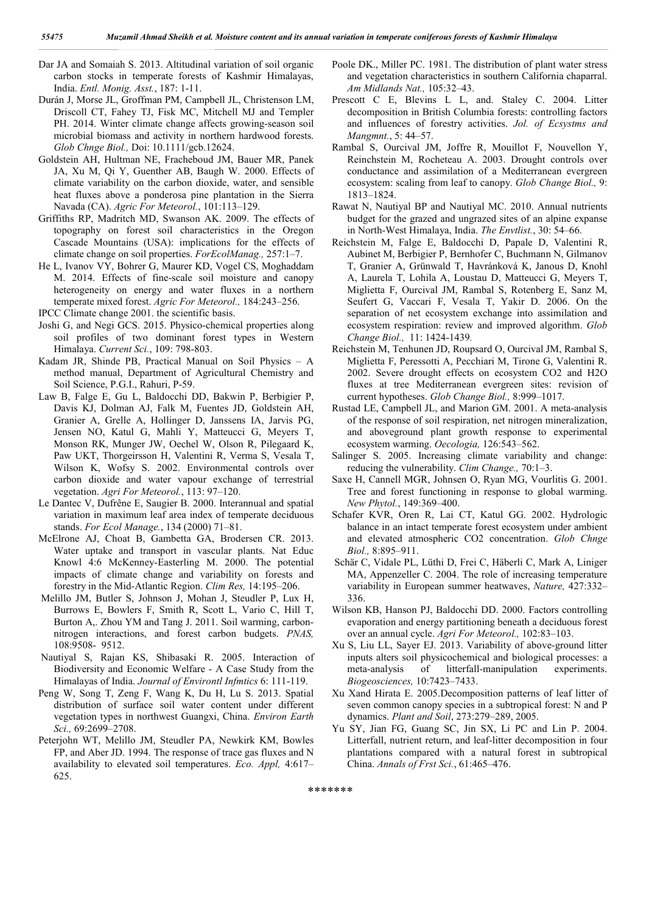Dar JA and Somaiah S. 2013. Altitudinal variation of soil organic carbon stocks in temperate forests of Kashmir Himalayas, India. *Entl. Monig. Asst.*, 187: 1-11.

Durán J, Morse JL, Groffman PM, Campbell JL, Christenson LM, Driscoll CT, Fahey TJ, Fisk MC, Mitchell MJ and Templer PH. 2014. Winter climate change affects growing-season soil microbial biomass and activity in northern hardwood forests. *Glob Chnge Biol.,* Doi: 10.1111/gcb.12624.

Goldstein AH, Hultman NE, Fracheboud JM, Bauer MR, Panek JA, Xu M, Qi Y, Guenther AB, Baugh W. 2000. Effects of climate variability on the carbon dioxide, water, and sensible heat fluxes above a ponderosa pine plantation in the Sierra Navada (CA). *Agric For Meteorol.*, 101:113–129.

Griffiths RP, Madritch MD, Swanson AK. 2009. The effects of topography on forest soil characteristics in the Oregon Cascade Mountains (USA): implications for the effects of climate change on soil properties. *ForEcolManag.,* 257:1–7.

He L, Ivanov VY, Bohrer G, Maurer KD, Vogel CS, Moghaddam M. 2014. Effects of fine-scale soil moisture and canopy heterogeneity on energy and water fluxes in a northern temperate mixed forest. *Agric For Meteorol.,* 184:243–256.

IPCC Climate change 2001. the scientific basis.

Joshi G, and Negi GCS. 2015. Physico-chemical properties along soil profiles of two dominant forest types in Western Himalaya. *Current Sci.*, 109: 798-803.

Kadam JR, Shinde PB, Practical Manual on Soil Physics – A method manual, Department of Agricultural Chemistry and Soil Science, P.G.I., Rahuri, P-59.

Law B, Falge E, Gu L, Baldocchi DD, Bakwin P, Berbigier P, Davis KJ, Dolman AJ, Falk M, Fuentes JD, Goldstein AH, Granier A, Grelle A, Hollinger D, Janssens IA, Jarvis PG, Jensen NO, Katul G, Mahli Y, Matteucci G, Meyers T, Monson RK, Munger JW, Oechel W, Olson R, Pilegaard K, Paw UKT, Thorgeirsson H, Valentini R, Verma S, Vesala T, Wilson K, Wofsy S. 2002. Environmental controls over carbon dioxide and water vapour exchange of terrestrial vegetation. *Agri For Meteorol.*, 113: 97–120.

Le Dantec V, Dufrêne E, Saugier B. 2000. Interannual and spatial variation in maximum leaf area index of temperate deciduous stands. *For Ecol Manage.*, 134 (2000) 71–81.

McElrone AJ, Choat B, Gambetta GA, Brodersen CR. 2013. Water uptake and transport in vascular plants. Nat Educ Knowl 4:6 McKenney-Easterling M. 2000. The potential impacts of climate change and variability on forests and forestry in the Mid-Atlantic Region. *Clim Res,* 14:195–206.

Melillo JM, Butler S, Johnson J, Mohan J, Steudler P, Lux H, Burrows E, Bowlers F, Smith R, Scott L, Vario C, Hill T, Burton A,. Zhou YM and Tang J. 2011. Soil warming, carbon-nitrogen interactions, and forest carbon budgets. *PNAS,* 108:9508- 9512.

Nautiyal S, Rajan KS, Shibasaki R. 2005. Interaction of Biodiversity and Economic Welfare - A Case Study from the Himalayas of India. *Journal of Environtl Infmtics* 6: 111-119.

Peng W, Song T, Zeng F, Wang K, Du H, Lu S. 2013. Spatial distribution of surface soil water content under different vegetation types in northwest Guangxi, China. *Environ Earth Sci.,* 69:2699–2708.

Peterjohn WT, Melillo JM, Steudler PA, Newkirk KM, Bowles FP, and Aber JD. 1994. The response of trace gas fluxes and N availability to elevated soil temperatures. *Eco. Appl,* 4:617–625.

Poole DK., Miller PC. 1981. The distribution of plant water stress and vegetation characteristics in southern California chaparral. *Am Midlands Nat.,* 105:32–43.

Prescott C E, Blevins L L, and. Staley C. 2004. Litter decomposition in British Columbia forests: controlling factors and influences of forestry activities. *Jol. of Ecsystms and Mangmnt.*, 5: 44–57.

Rambal S, Ourcival JM, Joffre R, Mouillot F, Nouvellon Y, Reinchstein M, Rocheteau A. 2003. Drought controls over conductance and assimilation of a Mediterranean evergreen ecosystem: scaling from leaf to canopy. *Glob Change Biol.,* 9: 1813–1824.

Rawat N, Nautiyal BP and Nautiyal MC. 2010. Annual nutrients budget for the grazed and ungrazed sites of an alpine expanse in North-West Himalaya, India. *The Envtlist.*, 30: 54–66.

Reichstein M, Falge E, Baldocchi D, Papale D, Valentini R, Aubinet M, Berbigier P, Bernhofer C, Buchmann N, Gilmanov T, Granier A, Grünwald T, Havránková K, Janous D, Knohl A, Laurela T, Lohila A, Loustau D, Matteucci G, Meyers T, Miglietta F, Ourcival JM, Rambal S, Rotenberg E, Sanz M, Seufert G, Vaccari F, Vesala T, Yakir D. 2006. On the separation of net ecosystem exchange into assimilation and ecosystem respiration: review and improved algorithm. *Glob Change Biol.,* 11: 1424-1439*.*

Reichstein M, Tenhunen JD, Roupsard O, Ourcival JM, Rambal S, Miglietta F, Peressotti A, Pecchiari M, Tirone G, Valentini R. 2002. Severe drought effects on ecosystem CO2 and H2O fluxes at tree Mediterranean evergreen sites: revision of current hypotheses. *Glob Change Biol.,* 8:999–1017.

Rustad LE, Campbell JL, and Marion GM. 2001. A meta-analysis of the response of soil respiration, net nitrogen mineralization, and aboveground plant growth response to experimental ecosystem warming. *Oecologia,* 126:543–562.

Salinger S. 2005. Increasing climate variability and change: reducing the vulnerability. *Clim Change.,* 70:1–3.

Saxe H, Cannell MGR, Johnsen O, Ryan MG, Vourlitis G. 2001. Tree and forest functioning in response to global warming. *New Phytol.*, 149:369–400.

Schafer KVR, Oren R, Lai CT, Katul GG. 2002. Hydrologic balance in an intact temperate forest ecosystem under ambient and elevated atmospheric CO2 concentration. *Glob Chnge Biol.,* 8:895–911.

Schär C, Vidale PL, Lüthi D, Frei C, Häberli C, Mark A, Liniger MA, Appenzeller C. 2004. The role of increasing temperature variability in European summer heatwaves, *Nature,* 427:332–336.

Wilson KB, Hanson PJ, Baldocchi DD. 2000. Factors controlling evaporation and energy partitioning beneath a deciduous forest over an annual cycle. *Agri For Meteorol.,* 102:83–103.

Xu S, Liu LL, Sayer EJ. 2013. Variability of above-ground litter inputs alters soil physicochemical and biological processes: a meta-analysis of litterfall-manipulation experiments. *Biogeosciences,* 10:7423–7433.

Xu Xand Hirata E. 2005.Decomposition patterns of leaf litter of seven common canopy species in a subtropical forest: N and P dynamics. *Plant and Soil*, 273:279–289, 2005.

Yu SY, Jian FG, Guang SC, Jin SX, Li PC and Lin P. 2004. Litterfall, nutrient return, and leaf-litter decomposition in four plantations compared with a natural forest in subtropical China. *Annals of Frst Sci.*, 61:465–476.

\*\*\*\*\*\*\*